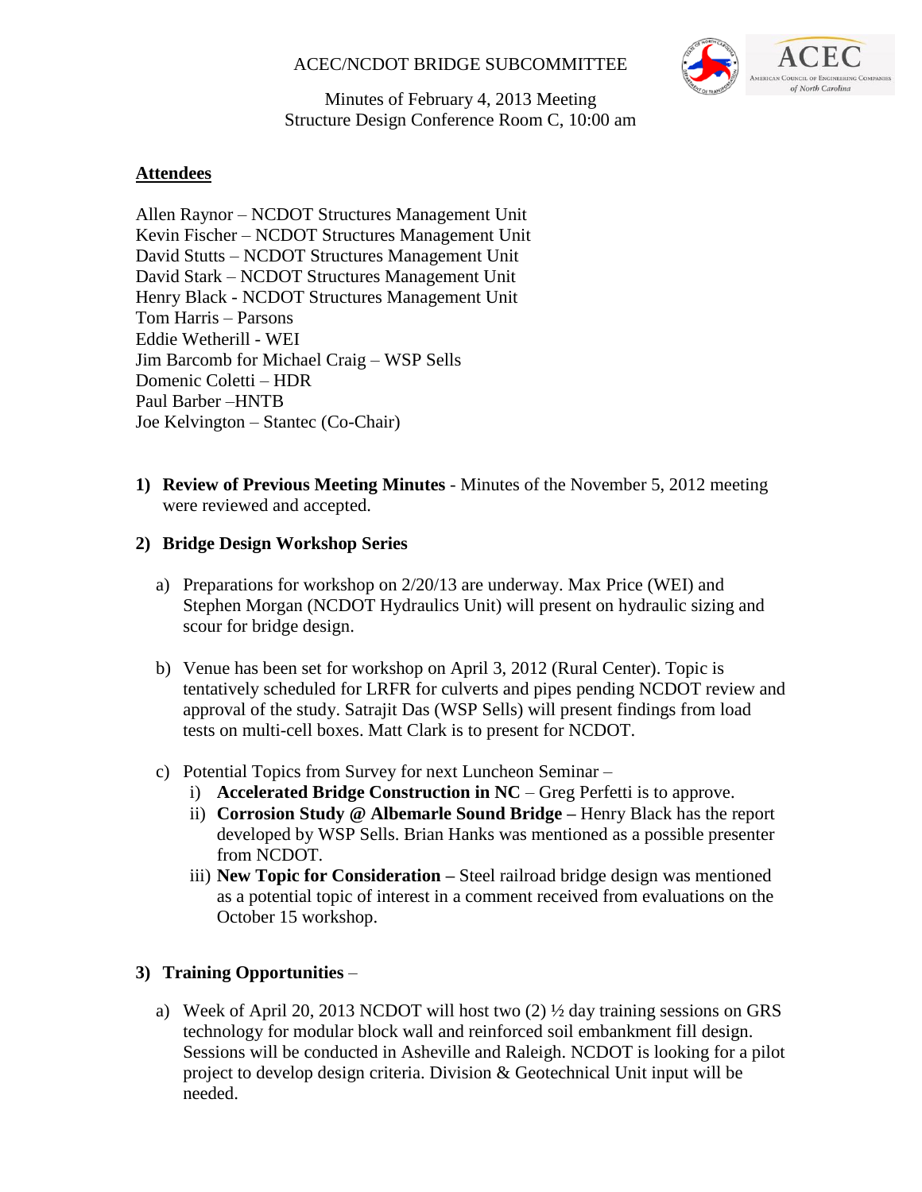ACEC/NCDOT BRIDGE SUBCOMMITTEE

Minutes of February 4, 2013 Meeting
Structure Design Conference Room C, 10:00 am

## Attendees

Allen Raynor – NCDOT Structures Management Unit
Kevin Fischer – NCDOT Structures Management Unit
David Stutts – NCDOT Structures Management Unit
David Stark – NCDOT Structures Management Unit
Henry Black - NCDOT Structures Management Unit
Tom Harris – Parsons
Eddie Wetherill - WEI
Jim Barcomb for Michael Craig – WSP Sells
Domenic Coletti – HDR
Paul Barber –HNTB
Joe Kelvington – Stantec (Co-Chair)

1) **Review of Previous Meeting Minutes** - Minutes of the November 5, 2012 meeting were reviewed and accepted.

2) **Bridge Design Workshop Series**

   a) Preparations for workshop on 2/20/13 are underway. Max Price (WEI) and Stephen Morgan (NCDOT Hydraulics Unit) will present on hydraulic sizing and scour for bridge design.

   b) Venue has been set for workshop on April 3, 2012 (Rural Center). Topic is tentatively scheduled for LRFR for culverts and pipes pending NCDOT review and approval of the study. Satrajit Das (WSP Sells) will present findings from load tests on multi-cell boxes. Matt Clark is to present for NCDOT.

   c) Potential Topics from Survey for next Luncheon Seminar –
      i) **Accelerated Bridge Construction in NC** – Greg Perfetti is to approve.
      ii) **Corrosion Study @ Albemarle Sound Bridge –** Henry Black has the report developed by WSP Sells. Brian Hanks was mentioned as a possible presenter from NCDOT.
      iii) **New Topic for Consideration –** Steel railroad bridge design was mentioned as a potential topic of interest in a comment received from evaluations on the October 15 workshop.

3) **Training Opportunities** –

   a) Week of April 20, 2013 NCDOT will host two (2) ½ day training sessions on GRS technology for modular block wall and reinforced soil embankment fill design. Sessions will be conducted in Asheville and Raleigh. NCDOT is looking for a pilot project to develop design criteria. Division & Geotechnical Unit input will be needed.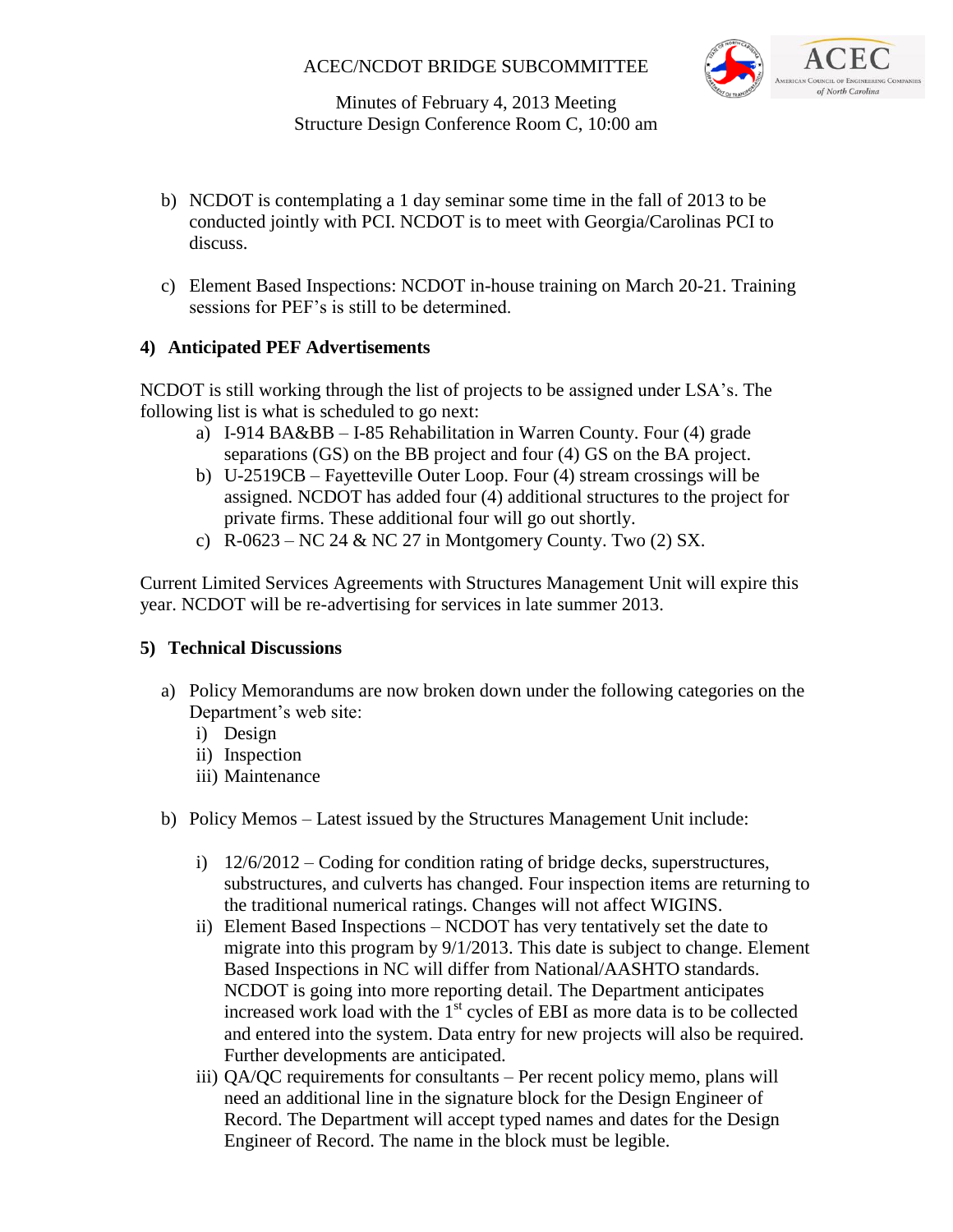b) NCDOT is contemplating a 1 day seminar some time in the fall of 2013 to be conducted jointly with PCI. NCDOT is to meet with Georgia/Carolinas PCI to discuss.

c) Element Based Inspections: NCDOT in-house training on March 20-21. Training sessions for PEF's is still to be determined.

**4) Anticipated PEF Advertisements**

NCDOT is still working through the list of projects to be assigned under LSA's. The following list is what is scheduled to go next:

a) I-914 BA&BB – I-85 Rehabilitation in Warren County. Four (4) grade separations (GS) on the BB project and four (4) GS on the BA project.
b) U-2519CB – Fayetteville Outer Loop. Four (4) stream crossings will be assigned. NCDOT has added four (4) additional structures to the project for private firms. These additional four will go out shortly.
c) R-0623 – NC 24 & NC 27 in Montgomery County. Two (2) SX.

Current Limited Services Agreements with Structures Management Unit will expire this year. NCDOT will be re-advertising for services in late summer 2013.

**5) Technical Discussions**

a) Policy Memorandums are now broken down under the following categories on the Department's web site:
   i) Design
   ii) Inspection
   iii) Maintenance

b) Policy Memos – Latest issued by the Structures Management Unit include:

   i) 12/6/2012 – Coding for condition rating of bridge decks, superstructures, substructures, and culverts has changed. Four inspection items are returning to the traditional numerical ratings. Changes will not affect WIGINS.
   ii) Element Based Inspections – NCDOT has very tentatively set the date to migrate into this program by 9/1/2013. This date is subject to change. Element Based Inspections in NC will differ from National/AASHTO standards. NCDOT is going into more reporting detail. The Department anticipates increased work load with the 1st cycles of EBI as more data is to be collected and entered into the system. Data entry for new projects will also be required. Further developments are anticipated.
   iii) QA/QC requirements for consultants – Per recent policy memo, plans will need an additional line in the signature block for the Design Engineer of Record. The Department will accept typed names and dates for the Design Engineer of Record. The name in the block must be legible.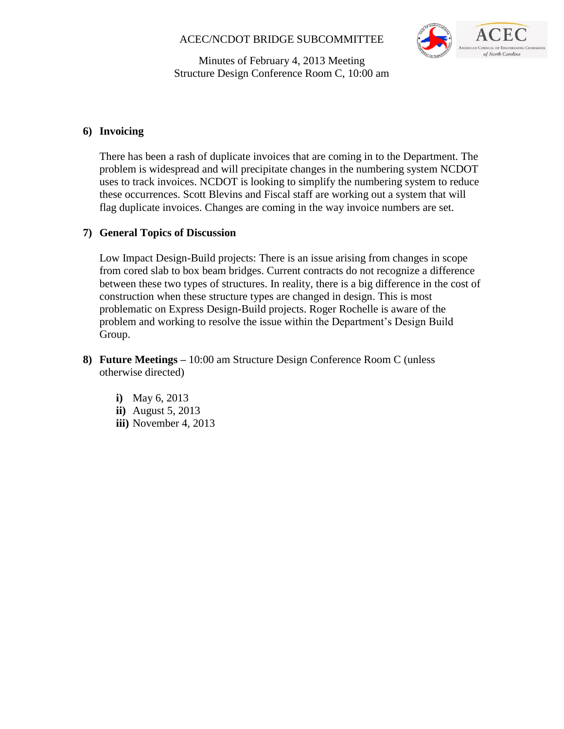## 6) Invoicing

There has been a rash of duplicate invoices that are coming in to the Department. The problem is widespread and will precipitate changes in the numbering system NCDOT uses to track invoices. NCDOT is looking to simplify the numbering system to reduce these occurrences. Scott Blevins and Fiscal staff are working out a system that will flag duplicate invoices. Changes are coming in the way invoice numbers are set.

## 7) General Topics of Discussion

Low Impact Design-Build projects: There is an issue arising from changes in scope from cored slab to box beam bridges. Current contracts do not recognize a difference between these two types of structures. In reality, there is a big difference in the cost of construction when these structure types are changed in design. This is most problematic on Express Design-Build projects. Roger Rochelle is aware of the problem and working to resolve the issue within the Department's Design Build Group.

## 8) **Future Meetings –** 10:00 am Structure Design Conference Room C (unless otherwise directed)

- **i)** May 6, 2013
- **ii)** August 5, 2013
- **iii)** November 4, 2013